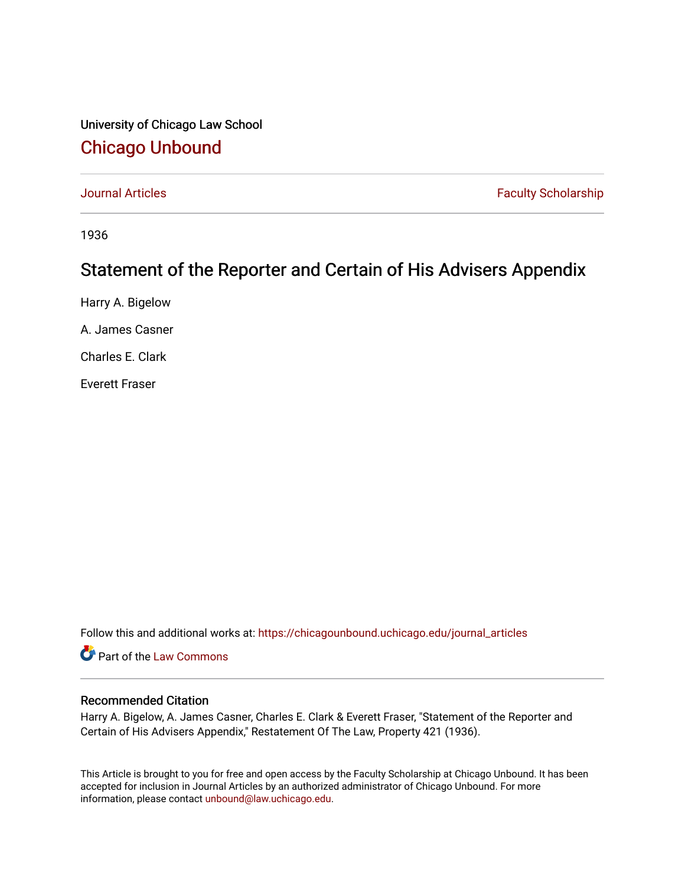University of Chicago Law School

# Chicago Unbound

Journal Articles | Faculty Scholarship

1936

## Statement of the Reporter and Certain of His Advisers Appendix

Harry A. Bigelow

A. James Casner

Charles E. Clark

Everett Fraser

Follow this and additional works at: https://chicagounbound.uchicago.edu/journal_articles

Part of the Law Commons

### Recommended Citation

Harry A. Bigelow, A. James Casner, Charles E. Clark & Everett Fraser, "Statement of the Reporter and Certain of His Advisers Appendix," Restatement Of The Law, Property 421 (1936).

This Article is brought to you for free and open access by the Faculty Scholarship at Chicago Unbound. It has been accepted for inclusion in Journal Articles by an authorized administrator of Chicago Unbound. For more information, please contact unbound@law.uchicago.edu.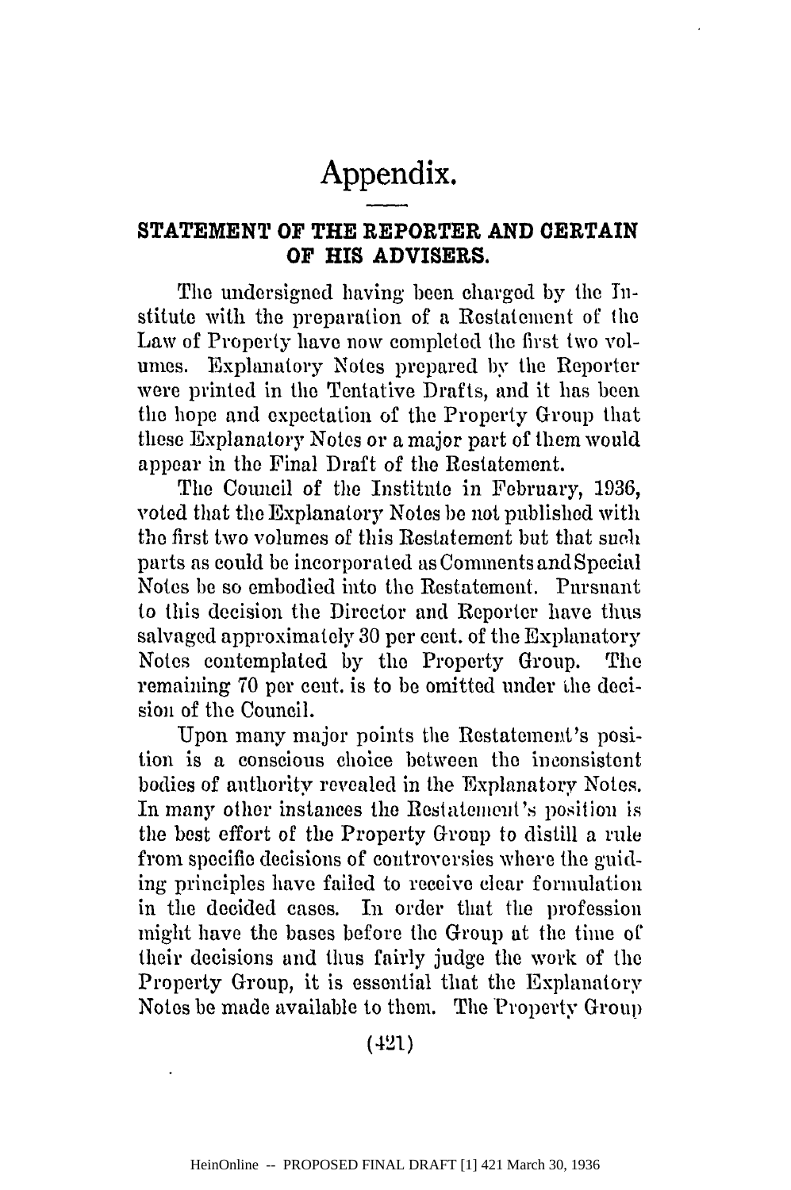# Appendix.

## STATEMENT OF THE REPORTER AND CERTAIN OF HIS ADVISERS.

The undersigned having been charged by the Institute with the preparation of a Restatement of the Law of Property have now completed the first two volumes. Explanatory Notes prepared by the Reporter were printed in the Tentative Drafts, and it has been the hope and expectation of the Property Group that these Explanatory Notes or a major part of them would appear in the Final Draft of the Restatement.

The Council of the Institute in February, 1936, voted that the Explanatory Notes be not published with the first two volumes of this Restatement but that such parts as could be incorporated as Comments and Special Notes be so embodied into the Restatement. Pursuant to this decision the Director and Reporter have thus salvaged approximately 30 per cent. of the Explanatory Notes contemplated by the Property Group. The remaining 70 per cent. is to be omitted under the decision of the Council.

Upon many major points the Restatement's position is a conscious choice between the inconsistent bodies of authority revealed in the Explanatory Notes. In many other instances the Restatement's position is the best effort of the Property Group to distill a rule from specific decisions of controversies where the guiding principles have failed to receive clear formulation in the decided cases. In order that the profession might have the bases before the Group at the time of their decisions and thus fairly judge the work of the Property Group, it is essential that the Explanatory Notes be made available to them. The Property Group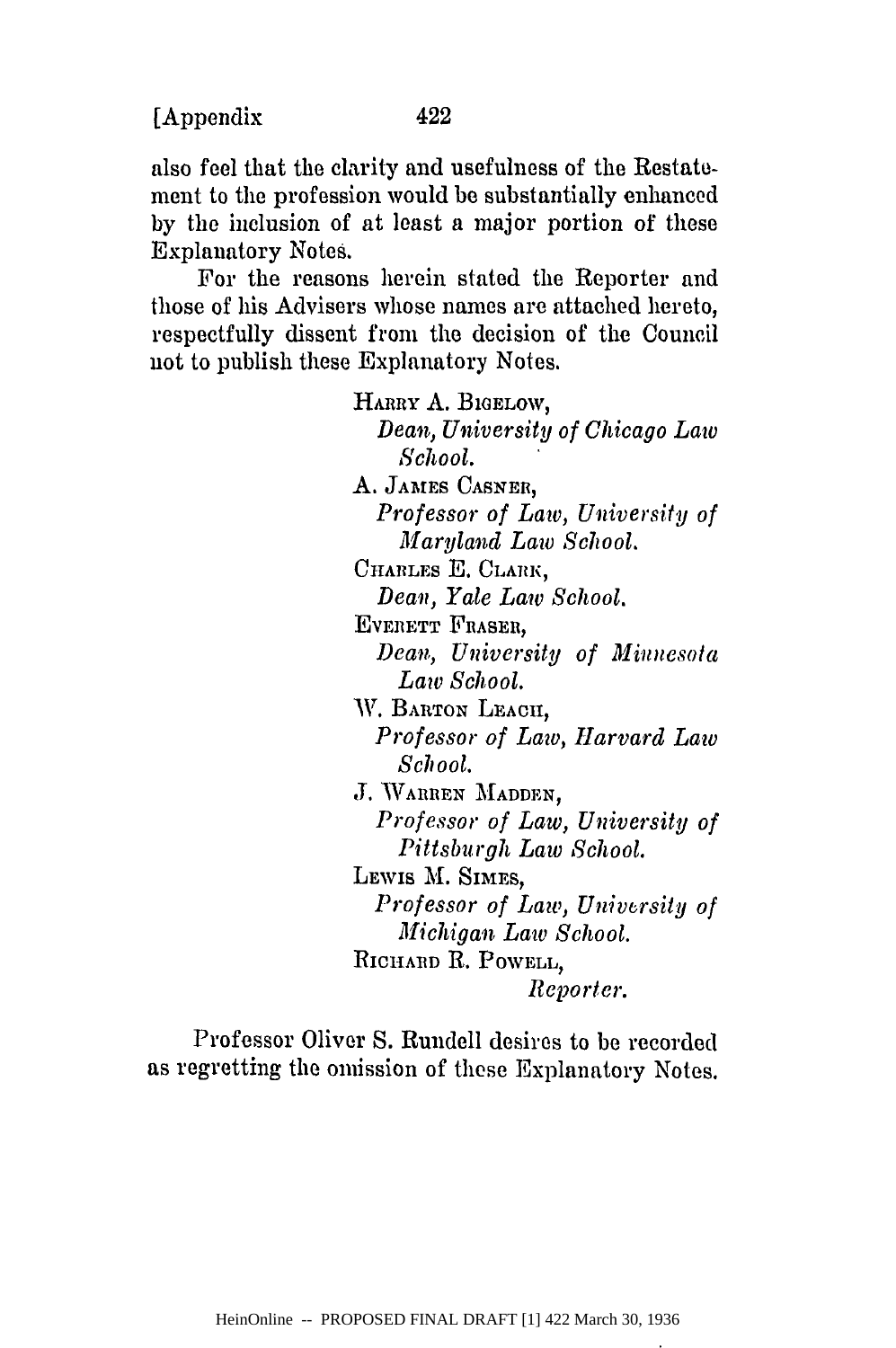also feel that the clarity and usefulness of the Restatement to the profession would be substantially enhanced by the inclusion of at least a major portion of these Explanatory Notes.

For the reasons herein stated the Reporter and those of his Advisers whose names are attached hereto, respectfully dissent from the decision of the Council not to publish these Explanatory Notes.

HARRY A. BIGELOW,
*Dean, University of Chicago Law School.*

A. JAMES CASNER,
*Professor of Law, University of Maryland Law School.*

CHARLES E. CLARK,
*Dean, Yale Law School.*

EVERETT FRASER,
*Dean, University of Minnesota Law School.*

W. BARTON LEACH,
*Professor of Law, Harvard Law School.*

J. WARREN MADDEN,
*Professor of Law, University of Pittsburgh Law School.*

LEWIS M. SIMES,
*Professor of Law, University of Michigan Law School.*

RICHARD R. POWELL,
*Reporter.*

Professor Oliver S. Rundell desires to be recorded as regretting the omission of these Explanatory Notes.